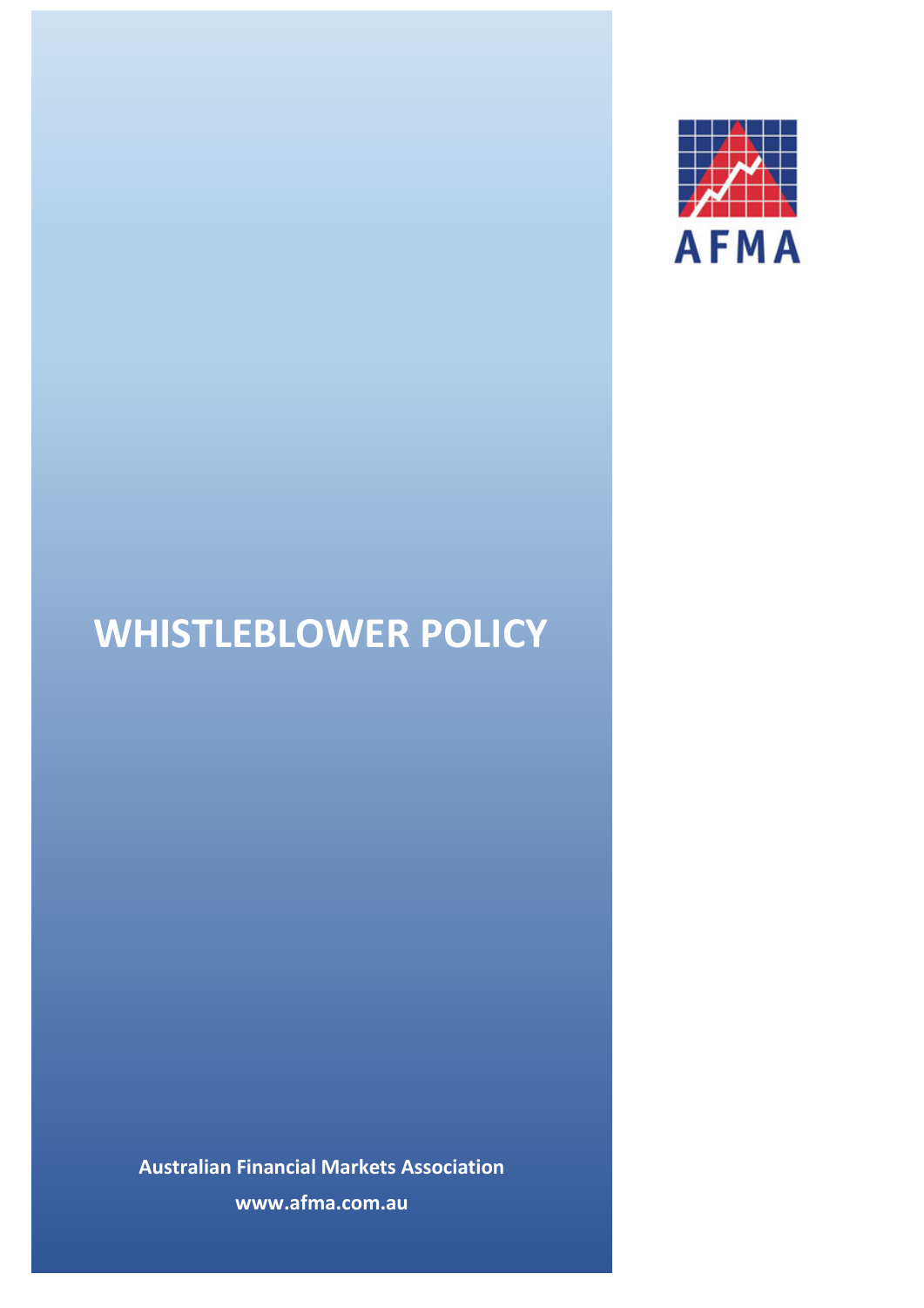AFMA

# WHISTLEBLOWER POLICY

**Australian Financial Markets Association**

**www.afma.com.au**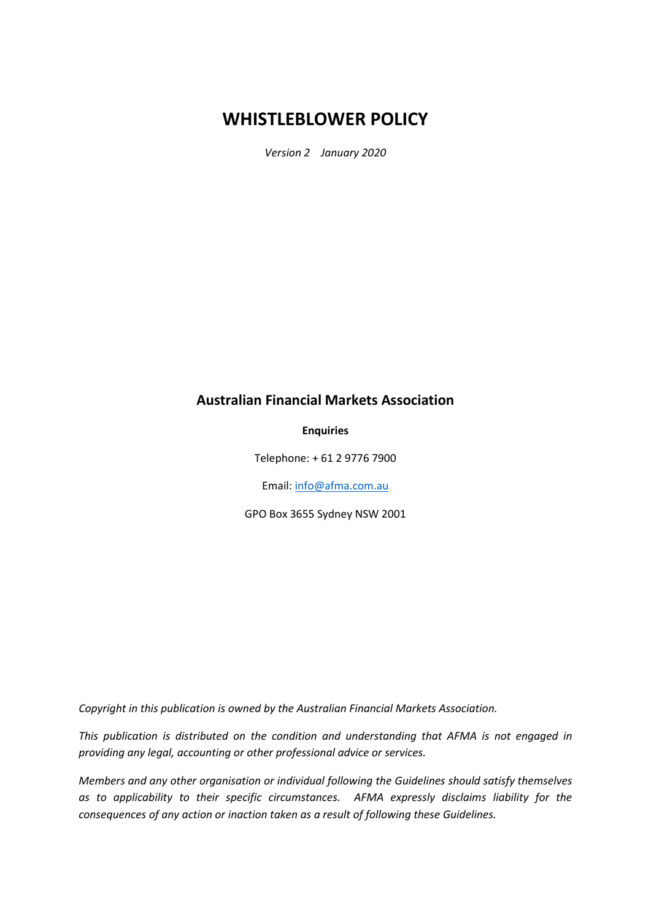# WHISTLEBLOWER POLICY

*Version 2 January 2020*

## Australian Financial Markets Association

**Enquiries**

Telephone: + 61 2 9776 7900

Email: info@afma.com.au

GPO Box 3655 Sydney NSW 2001

*Copyright in this publication is owned by the Australian Financial Markets Association.*

*This publication is distributed on the condition and understanding that AFMA is not engaged in providing any legal, accounting or other professional advice or services.*

*Members and any other organisation or individual following the Guidelines should satisfy themselves as to applicability to their specific circumstances. AFMA expressly disclaims liability for the consequences of any action or inaction taken as a result of following these Guidelines.*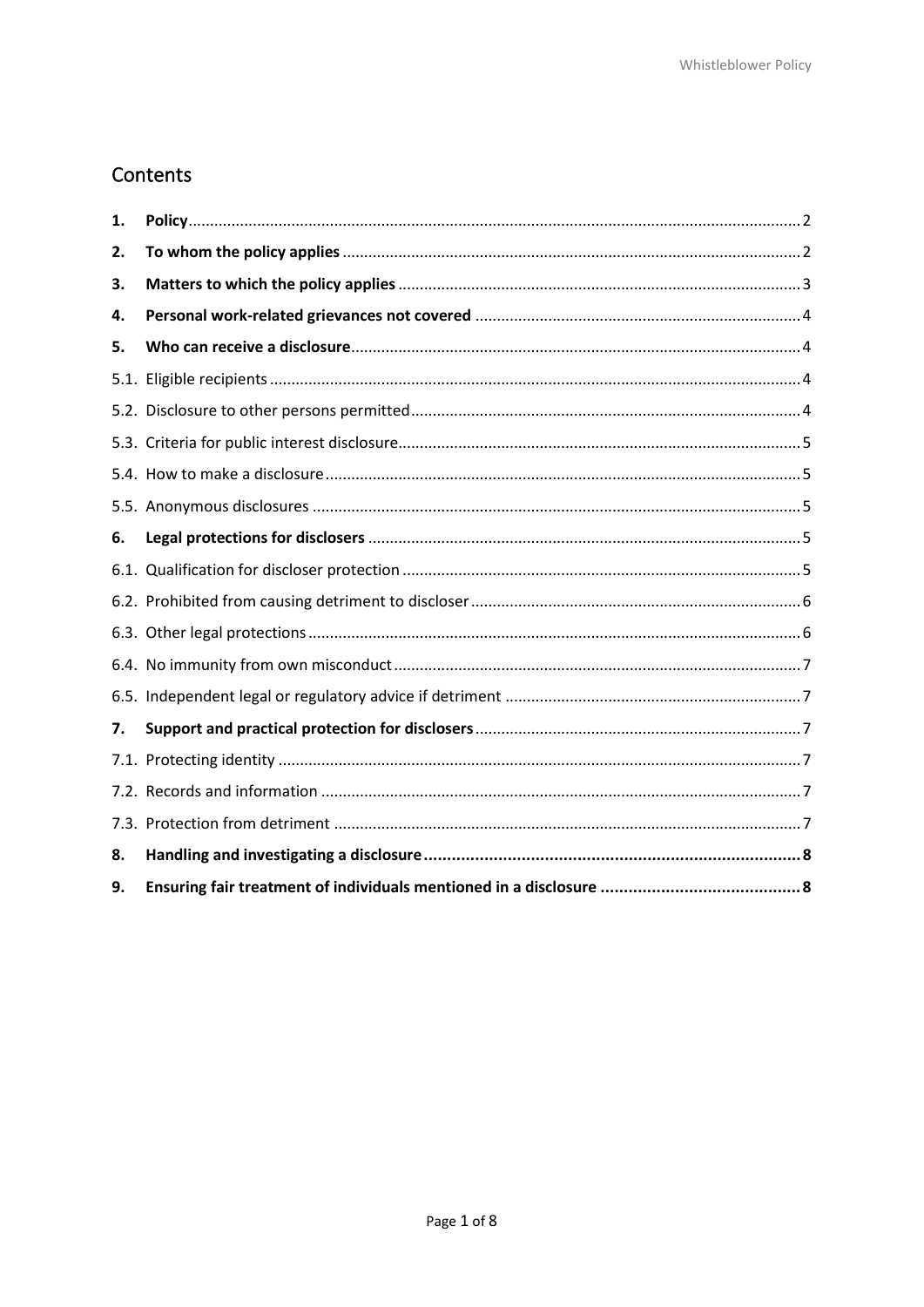## Contents

| | | |
|---|---|---|
| **1.** | **Policy** | 2 |
| **2.** | **To whom the policy applies** | 2 |
| **3.** | **Matters to which the policy applies** | 3 |
| **4.** | **Personal work-related grievances not covered** | 4 |
| **5.** | **Who can receive a disclosure** | 4 |
| 5.1. | Eligible recipients | 4 |
| 5.2. | Disclosure to other persons permitted | 4 |
| 5.3. | Criteria for public interest disclosure | 5 |
| 5.4. | How to make a disclosure | 5 |
| 5.5. | Anonymous disclosures | 5 |
| **6.** | **Legal protections for disclosers** | 5 |
| 6.1. | Qualification for discloser protection | 5 |
| 6.2. | Prohibited from causing detriment to discloser | 6 |
| 6.3. | Other legal protections | 6 |
| 6.4. | No immunity from own misconduct | 7 |
| 6.5. | Independent legal or regulatory advice if detriment | 7 |
| **7.** | **Support and practical protection for disclosers** | 7 |
| 7.1. | Protecting identity | 7 |
| 7.2. | Records and information | 7 |
| 7.3. | Protection from detriment | 7 |
| **8.** | **Handling and investigating a disclosure** | **8** |
| **9.** | **Ensuring fair treatment of individuals mentioned in a disclosure** | **8** |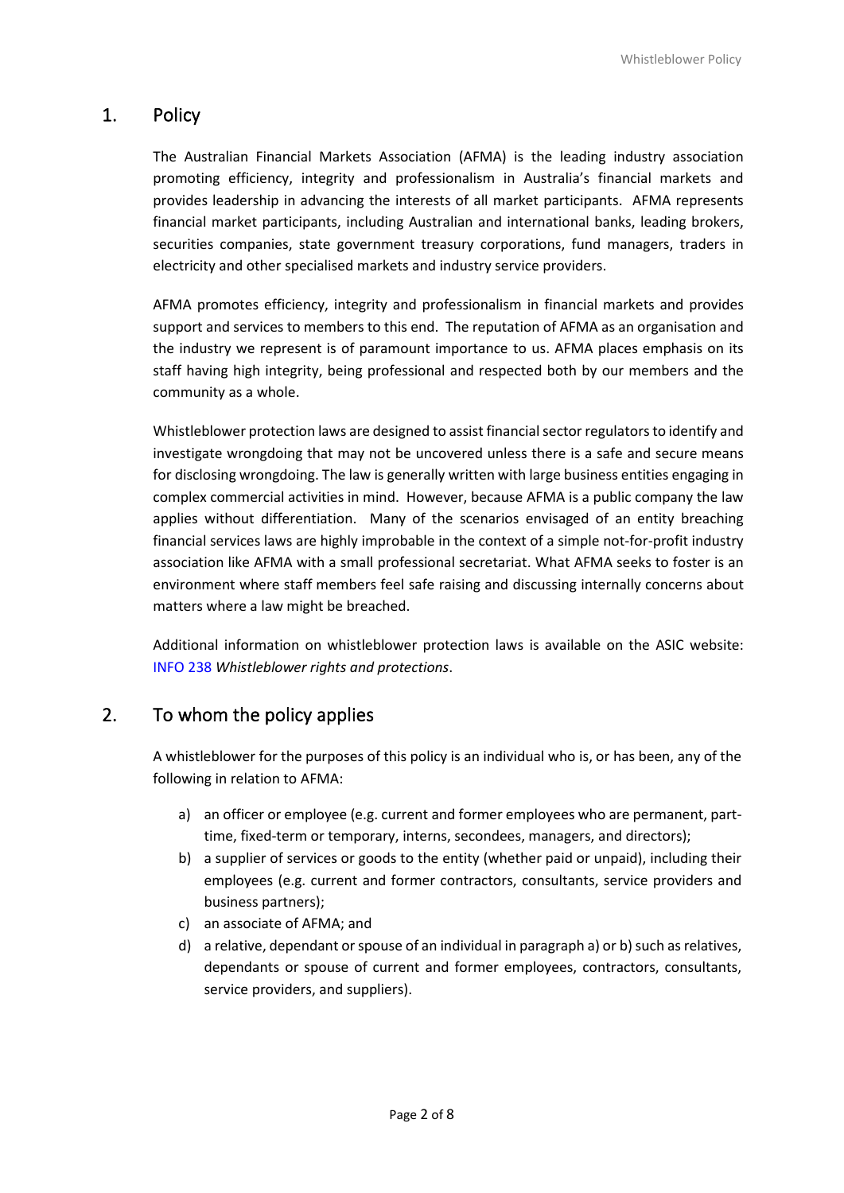## 1. Policy

The Australian Financial Markets Association (AFMA) is the leading industry association promoting efficiency, integrity and professionalism in Australia's financial markets and provides leadership in advancing the interests of all market participants. AFMA represents financial market participants, including Australian and international banks, leading brokers, securities companies, state government treasury corporations, fund managers, traders in electricity and other specialised markets and industry service providers.

AFMA promotes efficiency, integrity and professionalism in financial markets and provides support and services to members to this end. The reputation of AFMA as an organisation and the industry we represent is of paramount importance to us. AFMA places emphasis on its staff having high integrity, being professional and respected both by our members and the community as a whole.

Whistleblower protection laws are designed to assist financial sector regulators to identify and investigate wrongdoing that may not be uncovered unless there is a safe and secure means for disclosing wrongdoing. The law is generally written with large business entities engaging in complex commercial activities in mind. However, because AFMA is a public company the law applies without differentiation. Many of the scenarios envisaged of an entity breaching financial services laws are highly improbable in the context of a simple not-for-profit industry association like AFMA with a small professional secretariat. What AFMA seeks to foster is an environment where staff members feel safe raising and discussing internally concerns about matters where a law might be breached.

Additional information on whistleblower protection laws is available on the ASIC website: INFO 238 *Whistleblower rights and protections*.

## 2. To whom the policy applies

A whistleblower for the purposes of this policy is an individual who is, or has been, any of the following in relation to AFMA:

a) an officer or employee (e.g. current and former employees who are permanent, part-time, fixed-term or temporary, interns, secondees, managers, and directors);
b) a supplier of services or goods to the entity (whether paid or unpaid), including their employees (e.g. current and former contractors, consultants, service providers and business partners);
c) an associate of AFMA; and
d) a relative, dependant or spouse of an individual in paragraph a) or b) such as relatives, dependants or spouse of current and former employees, contractors, consultants, service providers, and suppliers).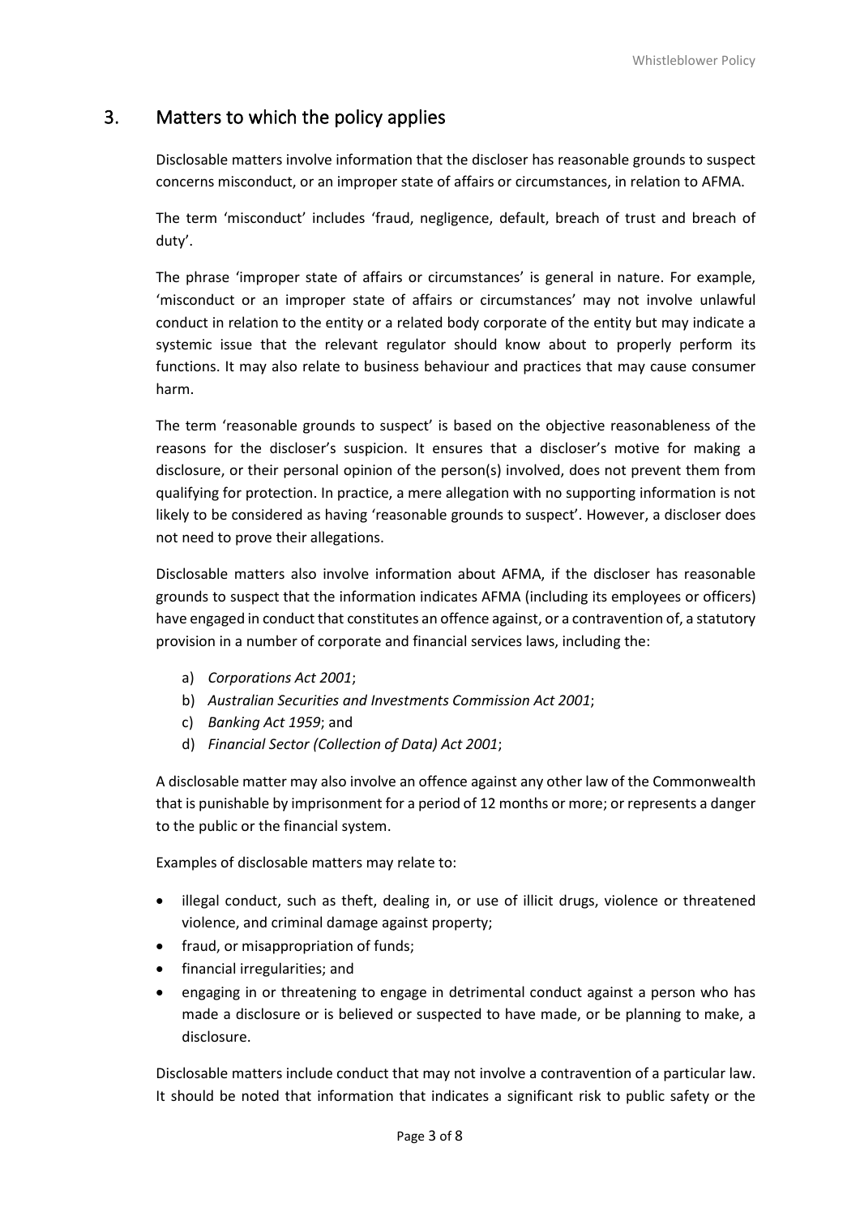## 3. Matters to which the policy applies

Disclosable matters involve information that the discloser has reasonable grounds to suspect concerns misconduct, or an improper state of affairs or circumstances, in relation to AFMA.

The term 'misconduct' includes 'fraud, negligence, default, breach of trust and breach of duty'.

The phrase 'improper state of affairs or circumstances' is general in nature. For example, 'misconduct or an improper state of affairs or circumstances' may not involve unlawful conduct in relation to the entity or a related body corporate of the entity but may indicate a systemic issue that the relevant regulator should know about to properly perform its functions. It may also relate to business behaviour and practices that may cause consumer harm.

The term 'reasonable grounds to suspect' is based on the objective reasonableness of the reasons for the discloser's suspicion. It ensures that a discloser's motive for making a disclosure, or their personal opinion of the person(s) involved, does not prevent them from qualifying for protection. In practice, a mere allegation with no supporting information is not likely to be considered as having 'reasonable grounds to suspect'. However, a discloser does not need to prove their allegations.

Disclosable matters also involve information about AFMA, if the discloser has reasonable grounds to suspect that the information indicates AFMA (including its employees or officers) have engaged in conduct that constitutes an offence against, or a contravention of, a statutory provision in a number of corporate and financial services laws, including the:

a) *Corporations Act 2001*;
b) *Australian Securities and Investments Commission Act 2001*;
c) *Banking Act 1959*; and
d) *Financial Sector (Collection of Data) Act 2001*;

A disclosable matter may also involve an offence against any other law of the Commonwealth that is punishable by imprisonment for a period of 12 months or more; or represents a danger to the public or the financial system.

Examples of disclosable matters may relate to:

- illegal conduct, such as theft, dealing in, or use of illicit drugs, violence or threatened violence, and criminal damage against property;
- fraud, or misappropriation of funds;
- financial irregularities; and
- engaging in or threatening to engage in detrimental conduct against a person who has made a disclosure or is believed or suspected to have made, or be planning to make, a disclosure.

Disclosable matters include conduct that may not involve a contravention of a particular law. It should be noted that information that indicates a significant risk to public safety or the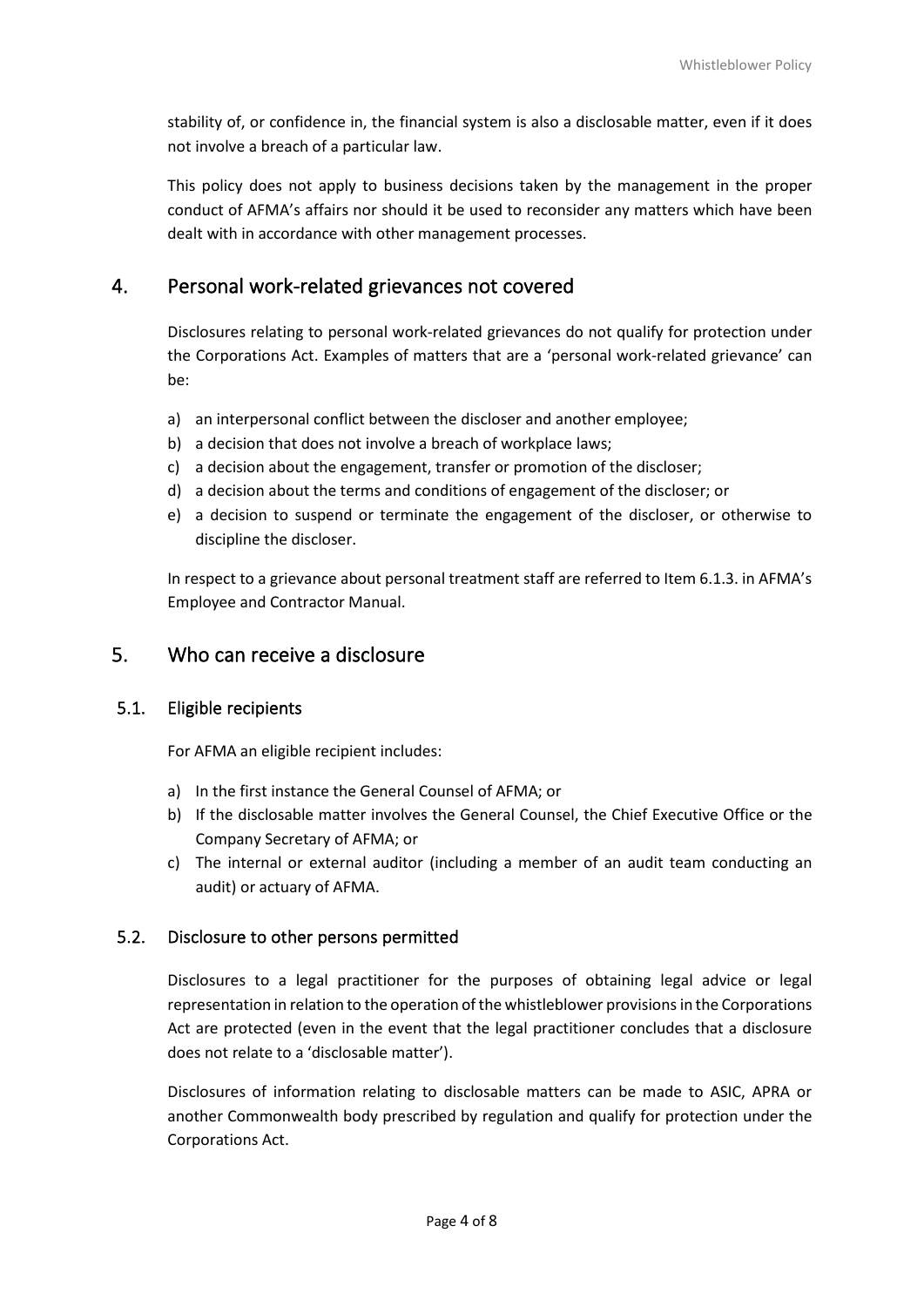stability of, or confidence in, the financial system is also a disclosable matter, even if it does not involve a breach of a particular law.

This policy does not apply to business decisions taken by the management in the proper conduct of AFMA's affairs nor should it be used to reconsider any matters which have been dealt with in accordance with other management processes.

## 4. Personal work-related grievances not covered

Disclosures relating to personal work-related grievances do not qualify for protection under the Corporations Act. Examples of matters that are a 'personal work-related grievance' can be:

a) an interpersonal conflict between the discloser and another employee;
b) a decision that does not involve a breach of workplace laws;
c) a decision about the engagement, transfer or promotion of the discloser;
d) a decision about the terms and conditions of engagement of the discloser; or
e) a decision to suspend or terminate the engagement of the discloser, or otherwise to discipline the discloser.

In respect to a grievance about personal treatment staff are referred to Item 6.1.3. in AFMA's Employee and Contractor Manual.

## 5. Who can receive a disclosure

### 5.1. Eligible recipients

For AFMA an eligible recipient includes:

a) In the first instance the General Counsel of AFMA; or
b) If the disclosable matter involves the General Counsel, the Chief Executive Office or the Company Secretary of AFMA; or
c) The internal or external auditor (including a member of an audit team conducting an audit) or actuary of AFMA.

### 5.2. Disclosure to other persons permitted

Disclosures to a legal practitioner for the purposes of obtaining legal advice or legal representation in relation to the operation of the whistleblower provisions in the Corporations Act are protected (even in the event that the legal practitioner concludes that a disclosure does not relate to a 'disclosable matter').

Disclosures of information relating to disclosable matters can be made to ASIC, APRA or another Commonwealth body prescribed by regulation and qualify for protection under the Corporations Act.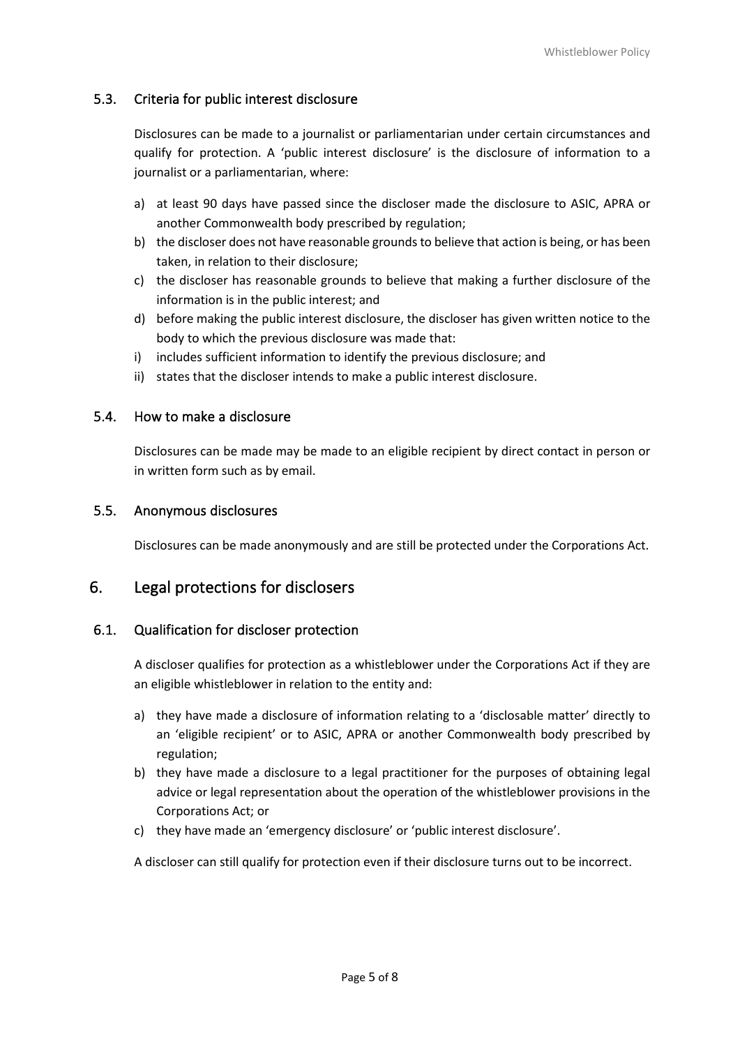### 5.3. Criteria for public interest disclosure

Disclosures can be made to a journalist or parliamentarian under certain circumstances and qualify for protection. A 'public interest disclosure' is the disclosure of information to a journalist or a parliamentarian, where:

a) at least 90 days have passed since the discloser made the disclosure to ASIC, APRA or another Commonwealth body prescribed by regulation;
b) the discloser does not have reasonable grounds to believe that action is being, or has been taken, in relation to their disclosure;
c) the discloser has reasonable grounds to believe that making a further disclosure of the information is in the public interest; and
d) before making the public interest disclosure, the discloser has given written notice to the body to which the previous disclosure was made that:
i) includes sufficient information to identify the previous disclosure; and
ii) states that the discloser intends to make a public interest disclosure.

### 5.4. How to make a disclosure

Disclosures can be made may be made to an eligible recipient by direct contact in person or in written form such as by email.

### 5.5. Anonymous disclosures

Disclosures can be made anonymously and are still be protected under the Corporations Act.

## 6. Legal protections for disclosers

### 6.1. Qualification for discloser protection

A discloser qualifies for protection as a whistleblower under the Corporations Act if they are an eligible whistleblower in relation to the entity and:

a) they have made a disclosure of information relating to a 'disclosable matter' directly to an 'eligible recipient' or to ASIC, APRA or another Commonwealth body prescribed by regulation;
b) they have made a disclosure to a legal practitioner for the purposes of obtaining legal advice or legal representation about the operation of the whistleblower provisions in the Corporations Act; or
c) they have made an 'emergency disclosure' or 'public interest disclosure'.

A discloser can still qualify for protection even if their disclosure turns out to be incorrect.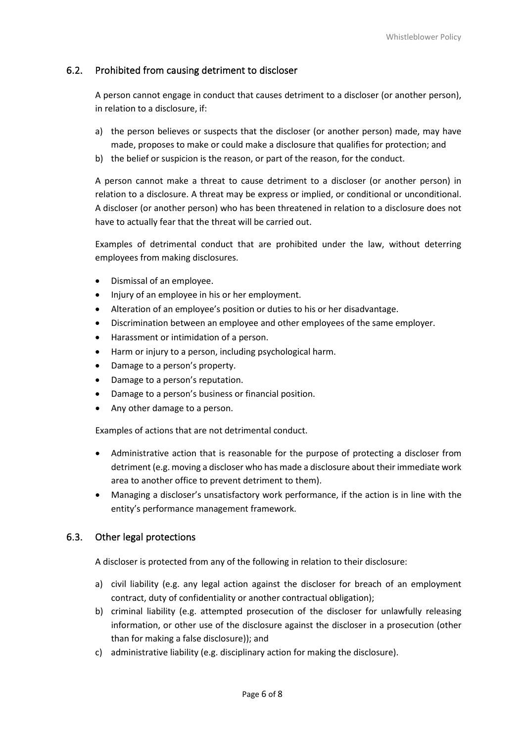## 6.2. Prohibited from causing detriment to discloser

A person cannot engage in conduct that causes detriment to a discloser (or another person), in relation to a disclosure, if:

a) the person believes or suspects that the discloser (or another person) made, may have made, proposes to make or could make a disclosure that qualifies for protection; and
b) the belief or suspicion is the reason, or part of the reason, for the conduct.

A person cannot make a threat to cause detriment to a discloser (or another person) in relation to a disclosure. A threat may be express or implied, or conditional or unconditional. A discloser (or another person) who has been threatened in relation to a disclosure does not have to actually fear that the threat will be carried out.

Examples of detrimental conduct that are prohibited under the law, without deterring employees from making disclosures.

- Dismissal of an employee.
- Injury of an employee in his or her employment.
- Alteration of an employee's position or duties to his or her disadvantage.
- Discrimination between an employee and other employees of the same employer.
- Harassment or intimidation of a person.
- Harm or injury to a person, including psychological harm.
- Damage to a person's property.
- Damage to a person's reputation.
- Damage to a person's business or financial position.
- Any other damage to a person.

Examples of actions that are not detrimental conduct.

- Administrative action that is reasonable for the purpose of protecting a discloser from detriment (e.g. moving a discloser who has made a disclosure about their immediate work area to another office to prevent detriment to them).
- Managing a discloser's unsatisfactory work performance, if the action is in line with the entity's performance management framework.

## 6.3. Other legal protections

A discloser is protected from any of the following in relation to their disclosure:

a) civil liability (e.g. any legal action against the discloser for breach of an employment contract, duty of confidentiality or another contractual obligation);
b) criminal liability (e.g. attempted prosecution of the discloser for unlawfully releasing information, or other use of the disclosure against the discloser in a prosecution (other than for making a false disclosure)); and
c) administrative liability (e.g. disciplinary action for making the disclosure).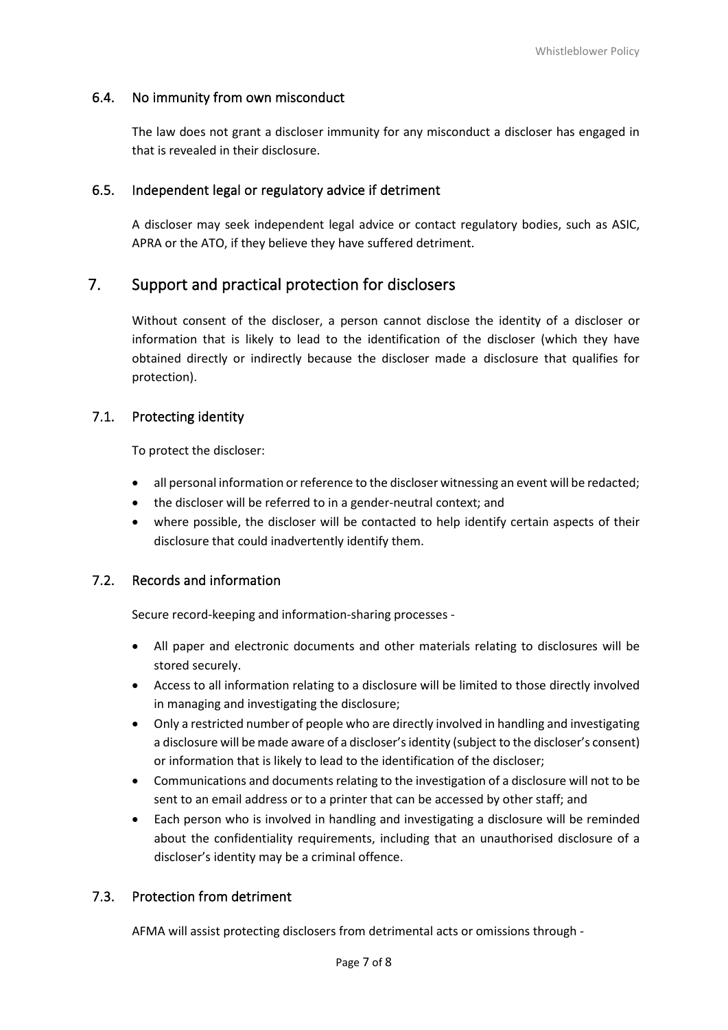### 6.4. No immunity from own misconduct

The law does not grant a discloser immunity for any misconduct a discloser has engaged in that is revealed in their disclosure.

### 6.5. Independent legal or regulatory advice if detriment

A discloser may seek independent legal advice or contact regulatory bodies, such as ASIC, APRA or the ATO, if they believe they have suffered detriment.

## 7. Support and practical protection for disclosers

Without consent of the discloser, a person cannot disclose the identity of a discloser or information that is likely to lead to the identification of the discloser (which they have obtained directly or indirectly because the discloser made a disclosure that qualifies for protection).

### 7.1. Protecting identity

To protect the discloser:

- all personal information or reference to the discloser witnessing an event will be redacted;
- the discloser will be referred to in a gender-neutral context; and
- where possible, the discloser will be contacted to help identify certain aspects of their disclosure that could inadvertently identify them.

### 7.2. Records and information

Secure record-keeping and information-sharing processes -

- All paper and electronic documents and other materials relating to disclosures will be stored securely.
- Access to all information relating to a disclosure will be limited to those directly involved in managing and investigating the disclosure;
- Only a restricted number of people who are directly involved in handling and investigating a disclosure will be made aware of a discloser's identity (subject to the discloser's consent) or information that is likely to lead to the identification of the discloser;
- Communications and documents relating to the investigation of a disclosure will not to be sent to an email address or to a printer that can be accessed by other staff; and
- Each person who is involved in handling and investigating a disclosure will be reminded about the confidentiality requirements, including that an unauthorised disclosure of a discloser's identity may be a criminal offence.

### 7.3. Protection from detriment

AFMA will assist protecting disclosers from detrimental acts or omissions through -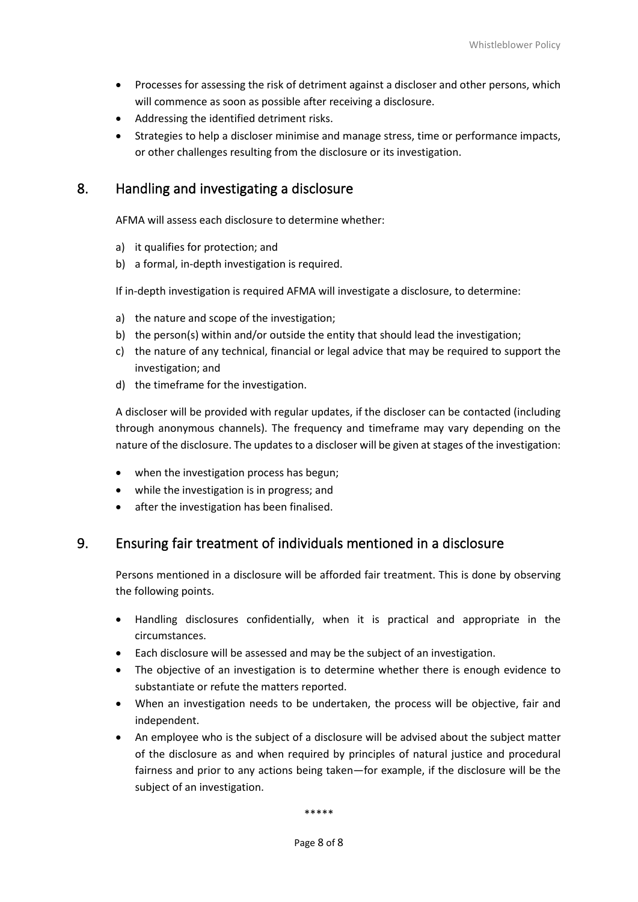- Processes for assessing the risk of detriment against a discloser and other persons, which will commence as soon as possible after receiving a disclosure.
- Addressing the identified detriment risks.
- Strategies to help a discloser minimise and manage stress, time or performance impacts, or other challenges resulting from the disclosure or its investigation.

## 8. Handling and investigating a disclosure

AFMA will assess each disclosure to determine whether:

a) it qualifies for protection; and
b) a formal, in-depth investigation is required.

If in-depth investigation is required AFMA will investigate a disclosure, to determine:

a) the nature and scope of the investigation;
b) the person(s) within and/or outside the entity that should lead the investigation;
c) the nature of any technical, financial or legal advice that may be required to support the investigation; and
d) the timeframe for the investigation.

A discloser will be provided with regular updates, if the discloser can be contacted (including through anonymous channels). The frequency and timeframe may vary depending on the nature of the disclosure. The updates to a discloser will be given at stages of the investigation:

- when the investigation process has begun;
- while the investigation is in progress; and
- after the investigation has been finalised.

## 9. Ensuring fair treatment of individuals mentioned in a disclosure

Persons mentioned in a disclosure will be afforded fair treatment. This is done by observing the following points.

- Handling disclosures confidentially, when it is practical and appropriate in the circumstances.
- Each disclosure will be assessed and may be the subject of an investigation.
- The objective of an investigation is to determine whether there is enough evidence to substantiate or refute the matters reported.
- When an investigation needs to be undertaken, the process will be objective, fair and independent.
- An employee who is the subject of a disclosure will be advised about the subject matter of the disclosure as and when required by principles of natural justice and procedural fairness and prior to any actions being taken—for example, if the disclosure will be the subject of an investigation.

*****